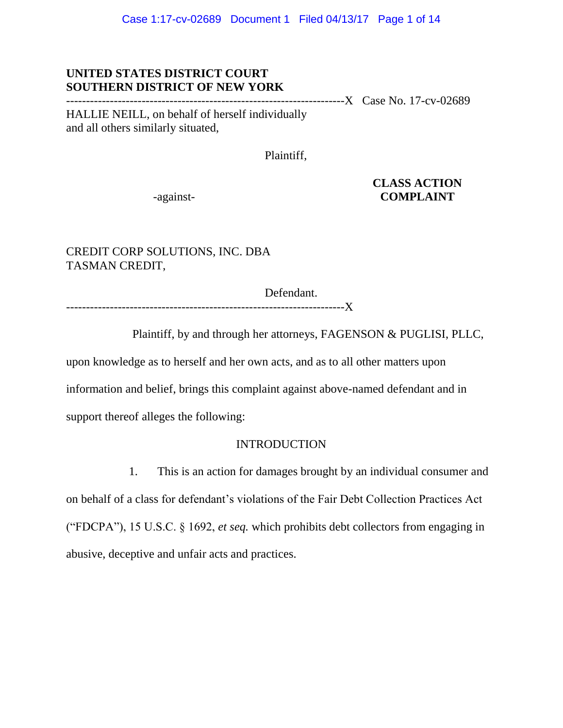**UNITED STATES DISTRICT COURT**
**SOUTHERN DISTRICT OF NEW YORK**

---------------------------------------------------------------------X Case No. 17-cv-02689

HALLIE NEILL, on behalf of herself individually and all others similarly situated,

Plaintiff,

-against-

**CLASS ACTION COMPLAINT**

CREDIT CORP SOLUTIONS, INC. DBA TASMAN CREDIT,

Defendant.

---------------------------------------------------------------------X

Plaintiff, by and through her attorneys, FAGENSON & PUGLISI, PLLC, upon knowledge as to herself and her own acts, and as to all other matters upon information and belief, brings this complaint against above-named defendant and in support thereof alleges the following:

## INTRODUCTION

1. This is an action for damages brought by an individual consumer and on behalf of a class for defendant's violations of the Fair Debt Collection Practices Act ("FDCPA"), 15 U.S.C. § 1692, *et seq.* which prohibits debt collectors from engaging in abusive, deceptive and unfair acts and practices.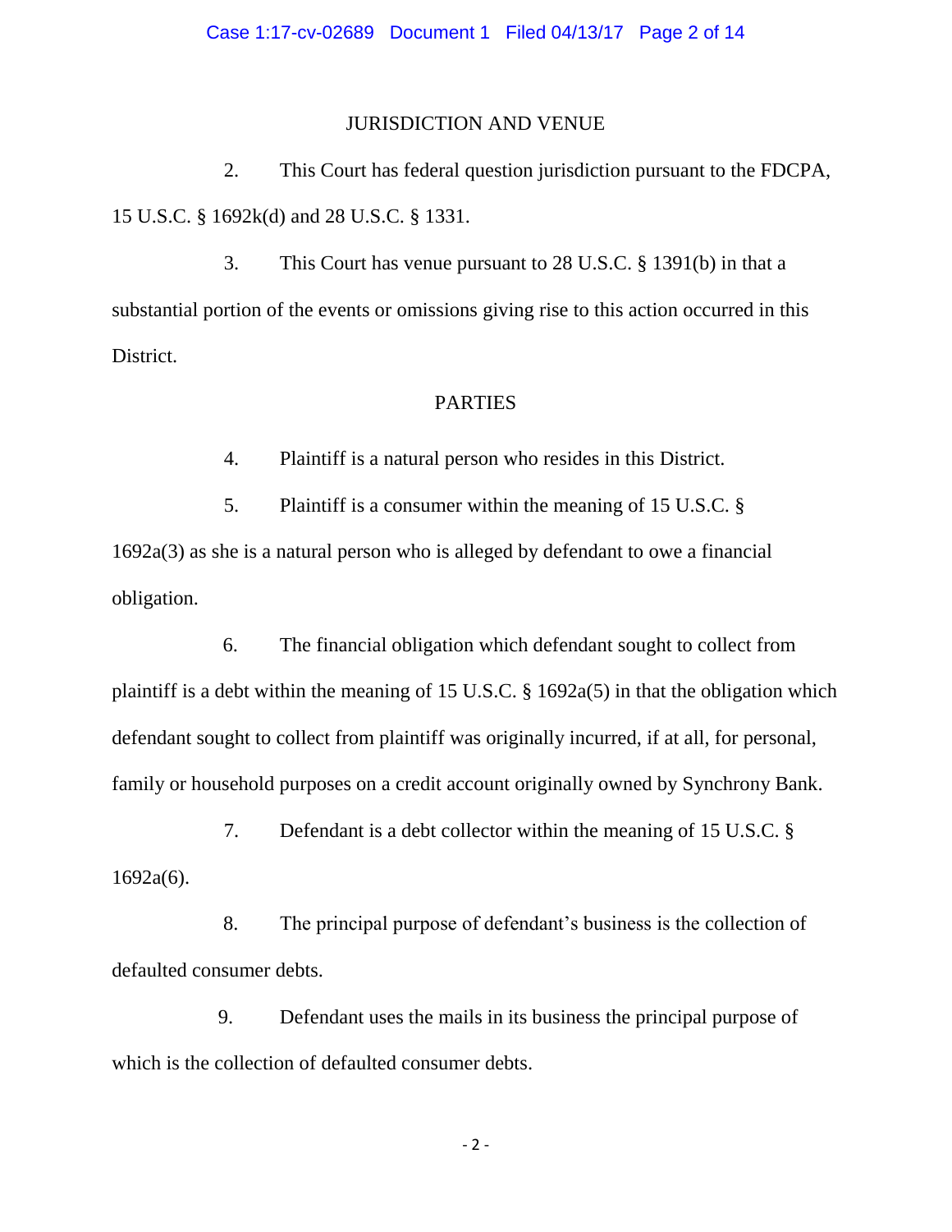## JURISDICTION AND VENUE

2. This Court has federal question jurisdiction pursuant to the FDCPA, 15 U.S.C. § 1692k(d) and 28 U.S.C. § 1331.

3. This Court has venue pursuant to 28 U.S.C. § 1391(b) in that a substantial portion of the events or omissions giving rise to this action occurred in this District.

## PARTIES

4. Plaintiff is a natural person who resides in this District.

5. Plaintiff is a consumer within the meaning of 15 U.S.C. § 1692a(3) as she is a natural person who is alleged by defendant to owe a financial obligation.

6. The financial obligation which defendant sought to collect from plaintiff is a debt within the meaning of 15 U.S.C. § 1692a(5) in that the obligation which defendant sought to collect from plaintiff was originally incurred, if at all, for personal, family or household purposes on a credit account originally owned by Synchrony Bank.

7. Defendant is a debt collector within the meaning of 15 U.S.C. § 1692a(6).

8. The principal purpose of defendant's business is the collection of defaulted consumer debts.

9. Defendant uses the mails in its business the principal purpose of which is the collection of defaulted consumer debts.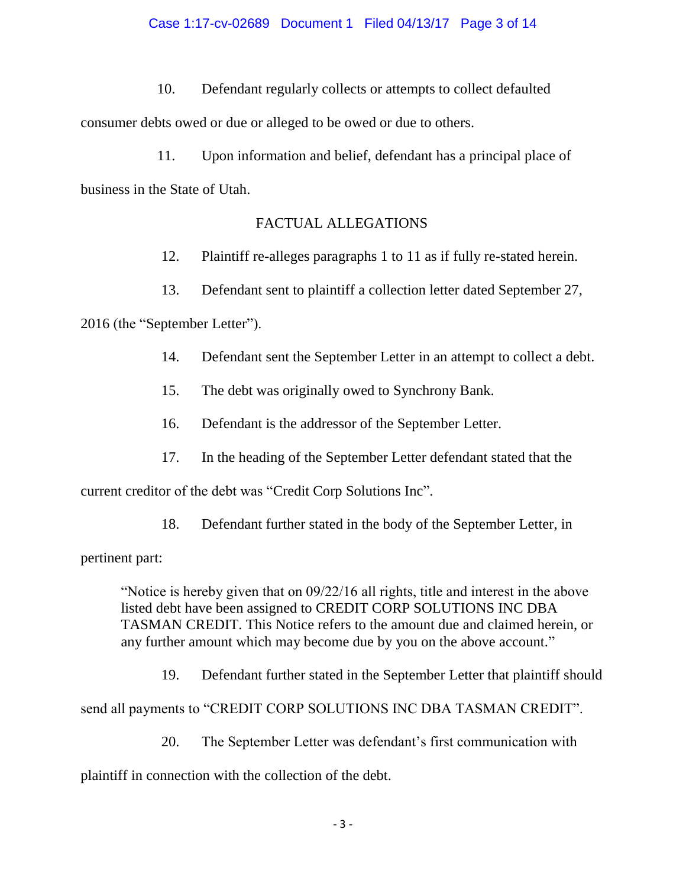10. Defendant regularly collects or attempts to collect defaulted consumer debts owed or due or alleged to be owed or due to others.

11. Upon information and belief, defendant has a principal place of business in the State of Utah.

## FACTUAL ALLEGATIONS

12. Plaintiff re-alleges paragraphs 1 to 11 as if fully re-stated herein.

13. Defendant sent to plaintiff a collection letter dated September 27, 2016 (the "September Letter").

14. Defendant sent the September Letter in an attempt to collect a debt.

15. The debt was originally owed to Synchrony Bank.

16. Defendant is the addressor of the September Letter.

17. In the heading of the September Letter defendant stated that the current creditor of the debt was "Credit Corp Solutions Inc".

18. Defendant further stated in the body of the September Letter, in pertinent part:

> "Notice is hereby given that on 09/22/16 all rights, title and interest in the above listed debt have been assigned to CREDIT CORP SOLUTIONS INC DBA TASMAN CREDIT. This Notice refers to the amount due and claimed herein, or any further amount which may become due by you on the above account."

19. Defendant further stated in the September Letter that plaintiff should send all payments to "CREDIT CORP SOLUTIONS INC DBA TASMAN CREDIT".

20. The September Letter was defendant's first communication with plaintiff in connection with the collection of the debt.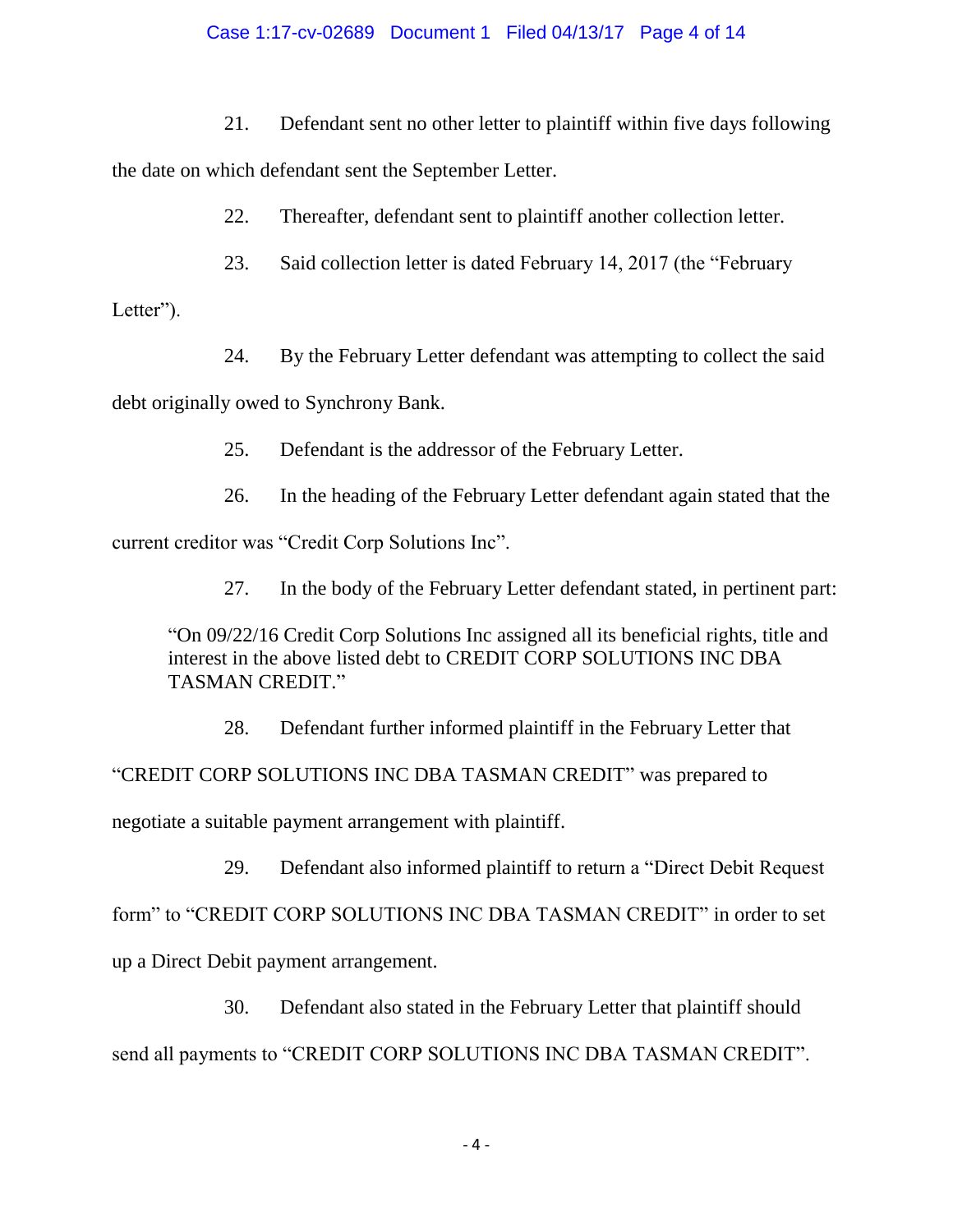21. Defendant sent no other letter to plaintiff within five days following the date on which defendant sent the September Letter.

22. Thereafter, defendant sent to plaintiff another collection letter.

23. Said collection letter is dated February 14, 2017 (the “February Letter”).

24. By the February Letter defendant was attempting to collect the said debt originally owed to Synchrony Bank.

25. Defendant is the addressor of the February Letter.

26. In the heading of the February Letter defendant again stated that the current creditor was “Credit Corp Solutions Inc”.

27. In the body of the February Letter defendant stated, in pertinent part:

> “On 09/22/16 Credit Corp Solutions Inc assigned all its beneficial rights, title and interest in the above listed debt to CREDIT CORP SOLUTIONS INC DBA TASMAN CREDIT.”

28. Defendant further informed plaintiff in the February Letter that “CREDIT CORP SOLUTIONS INC DBA TASMAN CREDIT” was prepared to negotiate a suitable payment arrangement with plaintiff.

29. Defendant also informed plaintiff to return a “Direct Debit Request form” to “CREDIT CORP SOLUTIONS INC DBA TASMAN CREDIT” in order to set up a Direct Debit payment arrangement.

30. Defendant also stated in the February Letter that plaintiff should send all payments to “CREDIT CORP SOLUTIONS INC DBA TASMAN CREDIT”.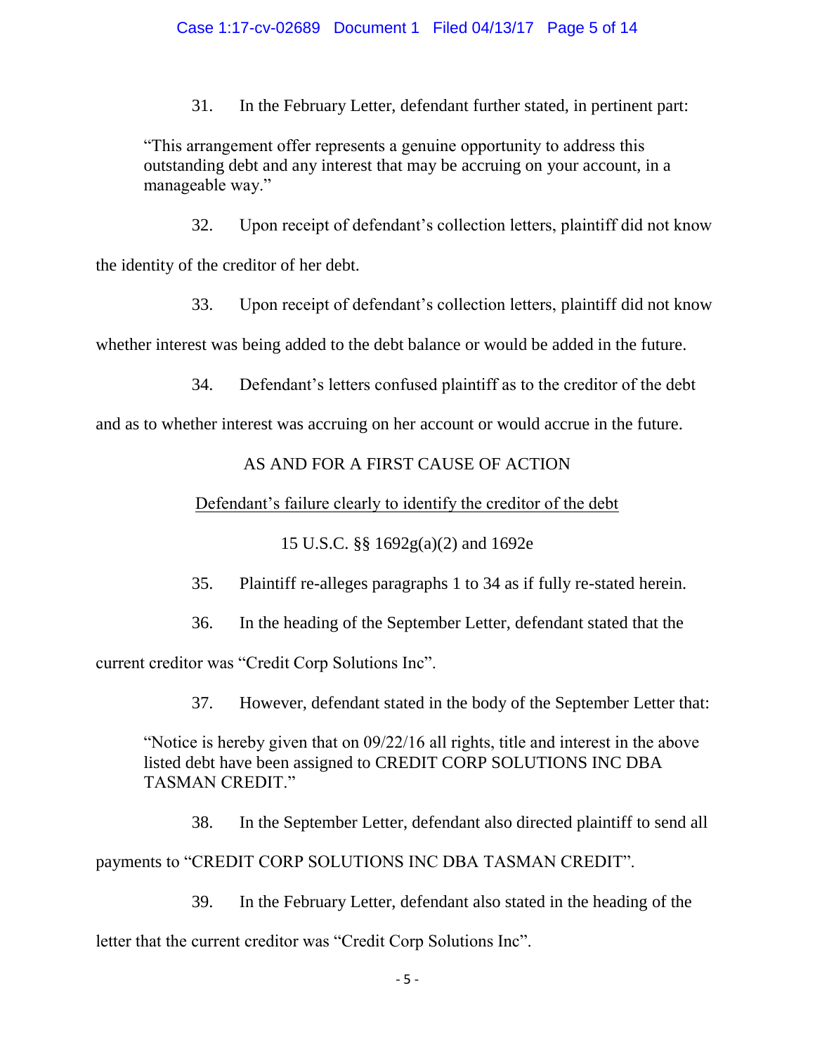31. In the February Letter, defendant further stated, in pertinent part:

> "This arrangement offer represents a genuine opportunity to address this outstanding debt and any interest that may be accruing on your account, in a manageable way."

32. Upon receipt of defendant's collection letters, plaintiff did not know the identity of the creditor of her debt.

33. Upon receipt of defendant's collection letters, plaintiff did not know whether interest was being added to the debt balance or would be added in the future.

34. Defendant's letters confused plaintiff as to the creditor of the debt and as to whether interest was accruing on her account or would accrue in the future.

## AS AND FOR A FIRST CAUSE OF ACTION

### Defendant's failure clearly to identify the creditor of the debt

### 15 U.S.C. §§ 1692g(a)(2) and 1692e

35. Plaintiff re-alleges paragraphs 1 to 34 as if fully re-stated herein.

36. In the heading of the September Letter, defendant stated that the current creditor was "Credit Corp Solutions Inc".

37. However, defendant stated in the body of the September Letter that:

> "Notice is hereby given that on 09/22/16 all rights, title and interest in the above listed debt have been assigned to CREDIT CORP SOLUTIONS INC DBA TASMAN CREDIT."

38. In the September Letter, defendant also directed plaintiff to send all payments to "CREDIT CORP SOLUTIONS INC DBA TASMAN CREDIT".

39. In the February Letter, defendant also stated in the heading of the letter that the current creditor was "Credit Corp Solutions Inc".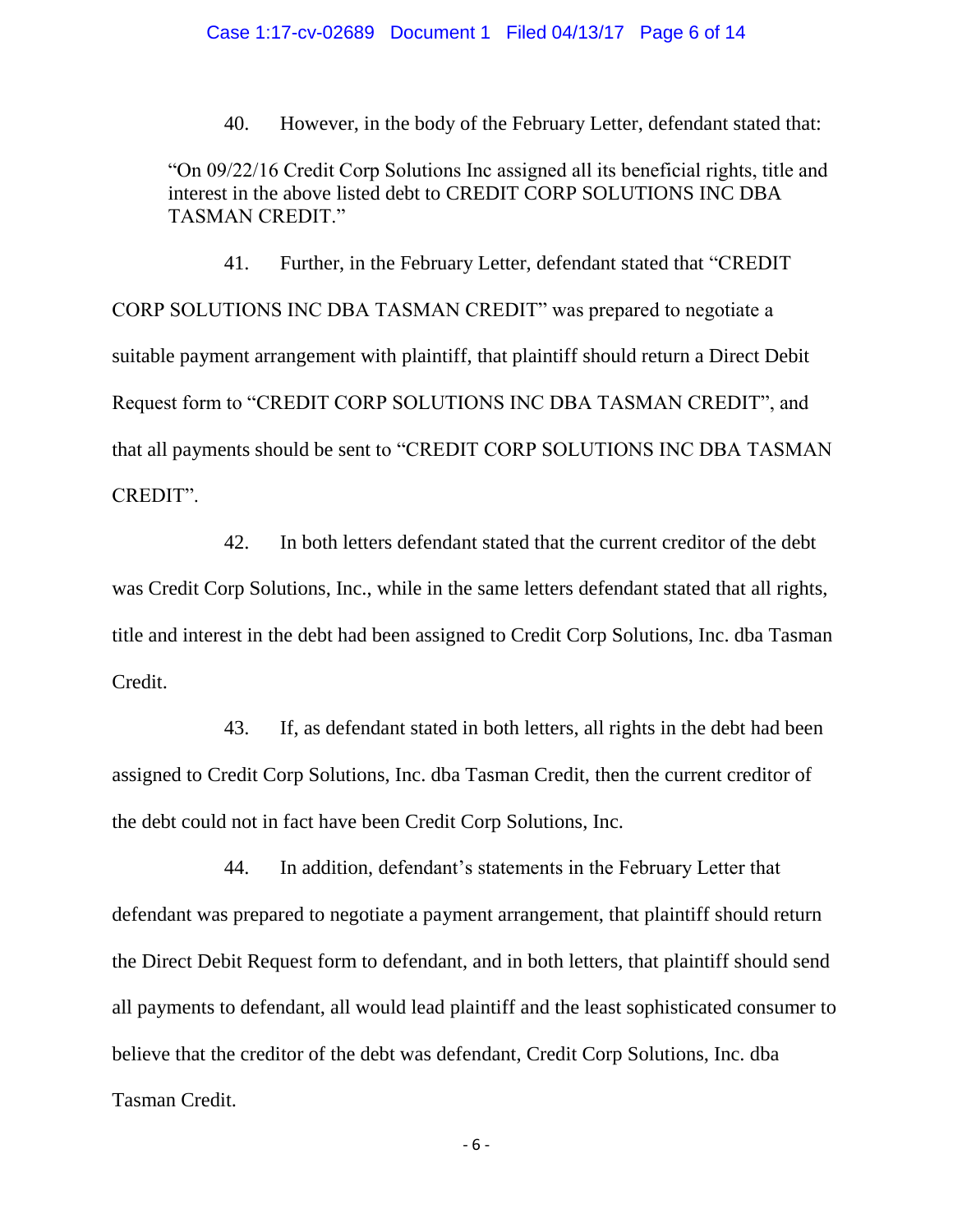40. However, in the body of the February Letter, defendant stated that:

> "On 09/22/16 Credit Corp Solutions Inc assigned all its beneficial rights, title and interest in the above listed debt to CREDIT CORP SOLUTIONS INC DBA TASMAN CREDIT."

41. Further, in the February Letter, defendant stated that "CREDIT CORP SOLUTIONS INC DBA TASMAN CREDIT" was prepared to negotiate a suitable payment arrangement with plaintiff, that plaintiff should return a Direct Debit Request form to "CREDIT CORP SOLUTIONS INC DBA TASMAN CREDIT", and that all payments should be sent to "CREDIT CORP SOLUTIONS INC DBA TASMAN CREDIT".

42. In both letters defendant stated that the current creditor of the debt was Credit Corp Solutions, Inc., while in the same letters defendant stated that all rights, title and interest in the debt had been assigned to Credit Corp Solutions, Inc. dba Tasman Credit.

43. If, as defendant stated in both letters, all rights in the debt had been assigned to Credit Corp Solutions, Inc. dba Tasman Credit, then the current creditor of the debt could not in fact have been Credit Corp Solutions, Inc.

44. In addition, defendant's statements in the February Letter that defendant was prepared to negotiate a payment arrangement, that plaintiff should return the Direct Debit Request form to defendant, and in both letters, that plaintiff should send all payments to defendant, all would lead plaintiff and the least sophisticated consumer to believe that the creditor of the debt was defendant, Credit Corp Solutions, Inc. dba Tasman Credit.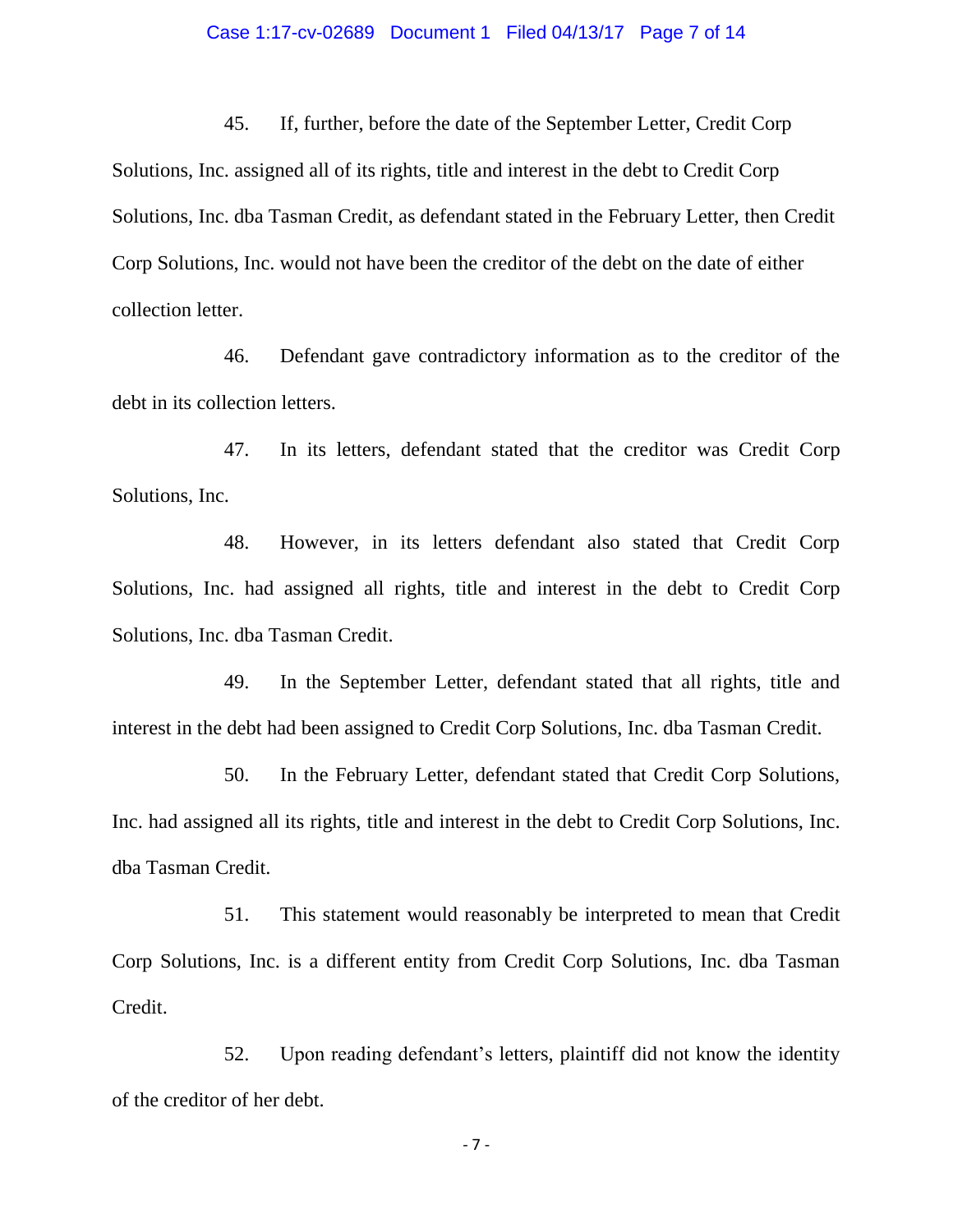45. If, further, before the date of the September Letter, Credit Corp Solutions, Inc. assigned all of its rights, title and interest in the debt to Credit Corp Solutions, Inc. dba Tasman Credit, as defendant stated in the February Letter, then Credit Corp Solutions, Inc. would not have been the creditor of the debt on the date of either collection letter.

46. Defendant gave contradictory information as to the creditor of the debt in its collection letters.

47. In its letters, defendant stated that the creditor was Credit Corp Solutions, Inc.

48. However, in its letters defendant also stated that Credit Corp Solutions, Inc. had assigned all rights, title and interest in the debt to Credit Corp Solutions, Inc. dba Tasman Credit.

49. In the September Letter, defendant stated that all rights, title and interest in the debt had been assigned to Credit Corp Solutions, Inc. dba Tasman Credit.

50. In the February Letter, defendant stated that Credit Corp Solutions, Inc. had assigned all its rights, title and interest in the debt to Credit Corp Solutions, Inc. dba Tasman Credit.

51. This statement would reasonably be interpreted to mean that Credit Corp Solutions, Inc. is a different entity from Credit Corp Solutions, Inc. dba Tasman Credit.

52. Upon reading defendant's letters, plaintiff did not know the identity of the creditor of her debt.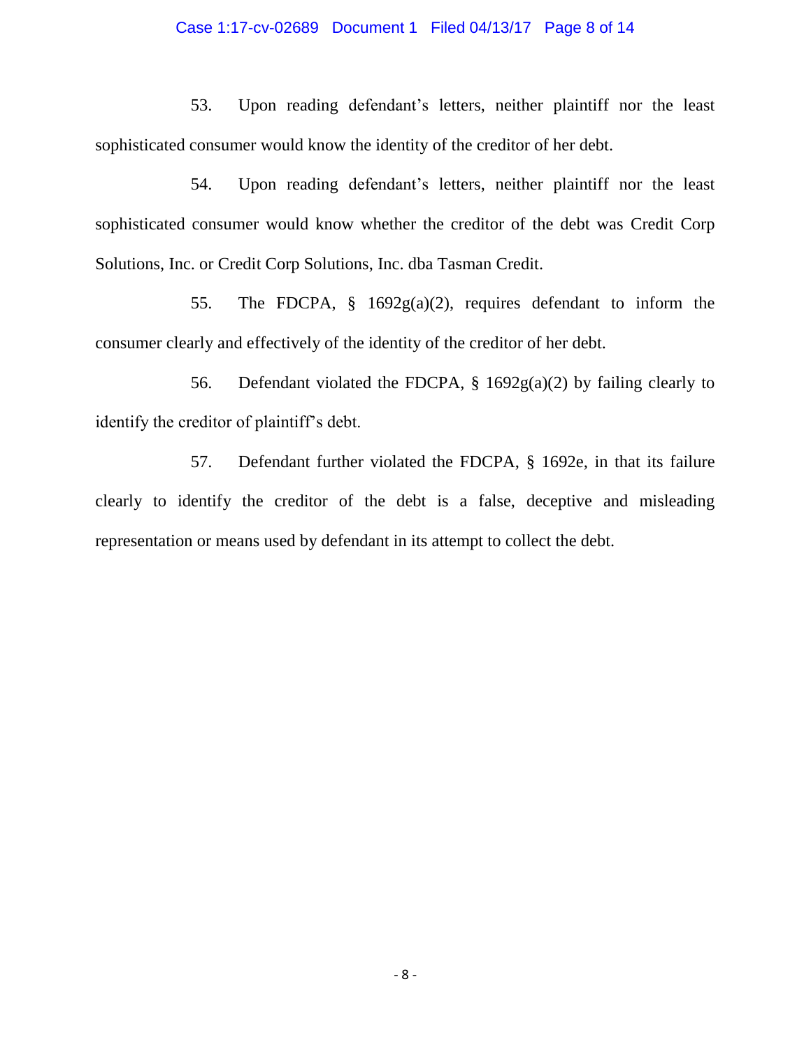53. Upon reading defendant's letters, neither plaintiff nor the least sophisticated consumer would know the identity of the creditor of her debt.

54. Upon reading defendant's letters, neither plaintiff nor the least sophisticated consumer would know whether the creditor of the debt was Credit Corp Solutions, Inc. or Credit Corp Solutions, Inc. dba Tasman Credit.

55. The FDCPA, § 1692g(a)(2), requires defendant to inform the consumer clearly and effectively of the identity of the creditor of her debt.

56. Defendant violated the FDCPA, § 1692g(a)(2) by failing clearly to identify the creditor of plaintiff's debt.

57. Defendant further violated the FDCPA, § 1692e, in that its failure clearly to identify the creditor of the debt is a false, deceptive and misleading representation or means used by defendant in its attempt to collect the debt.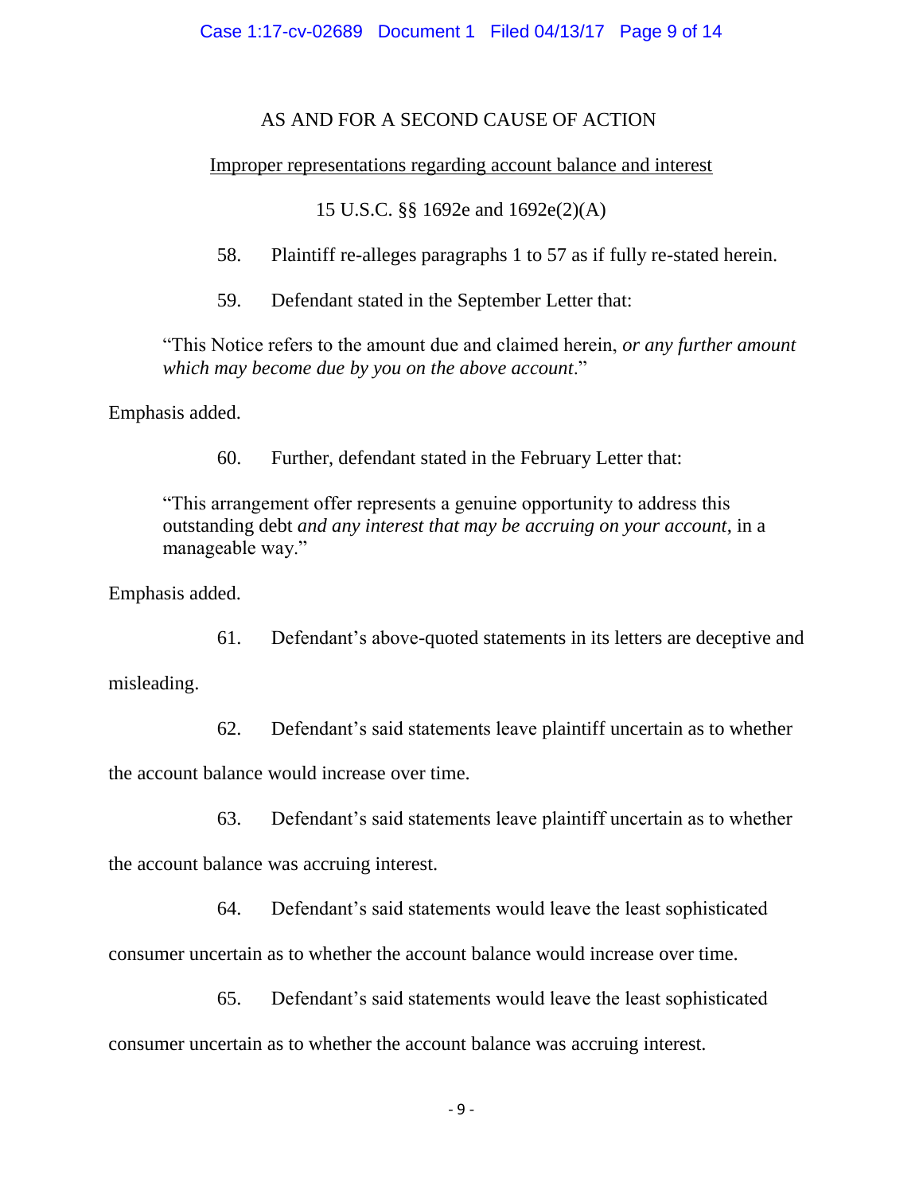AS AND FOR A SECOND CAUSE OF ACTION

<u>Improper representations regarding account balance and interest</u>

15 U.S.C. §§ 1692e and 1692e(2)(A)

58. Plaintiff re-alleges paragraphs 1 to 57 as if fully re-stated herein.

59. Defendant stated in the September Letter that:

> "This Notice refers to the amount due and claimed herein, *or any further amount which may become due by you on the above account*."

Emphasis added.

60. Further, defendant stated in the February Letter that:

> "This arrangement offer represents a genuine opportunity to address this outstanding debt *and any interest that may be accruing on your account*, in a manageable way."

Emphasis added.

61. Defendant's above-quoted statements in its letters are deceptive and misleading.

62. Defendant's said statements leave plaintiff uncertain as to whether the account balance would increase over time.

63. Defendant's said statements leave plaintiff uncertain as to whether the account balance was accruing interest.

64. Defendant's said statements would leave the least sophisticated consumer uncertain as to whether the account balance would increase over time.

65. Defendant's said statements would leave the least sophisticated consumer uncertain as to whether the account balance was accruing interest.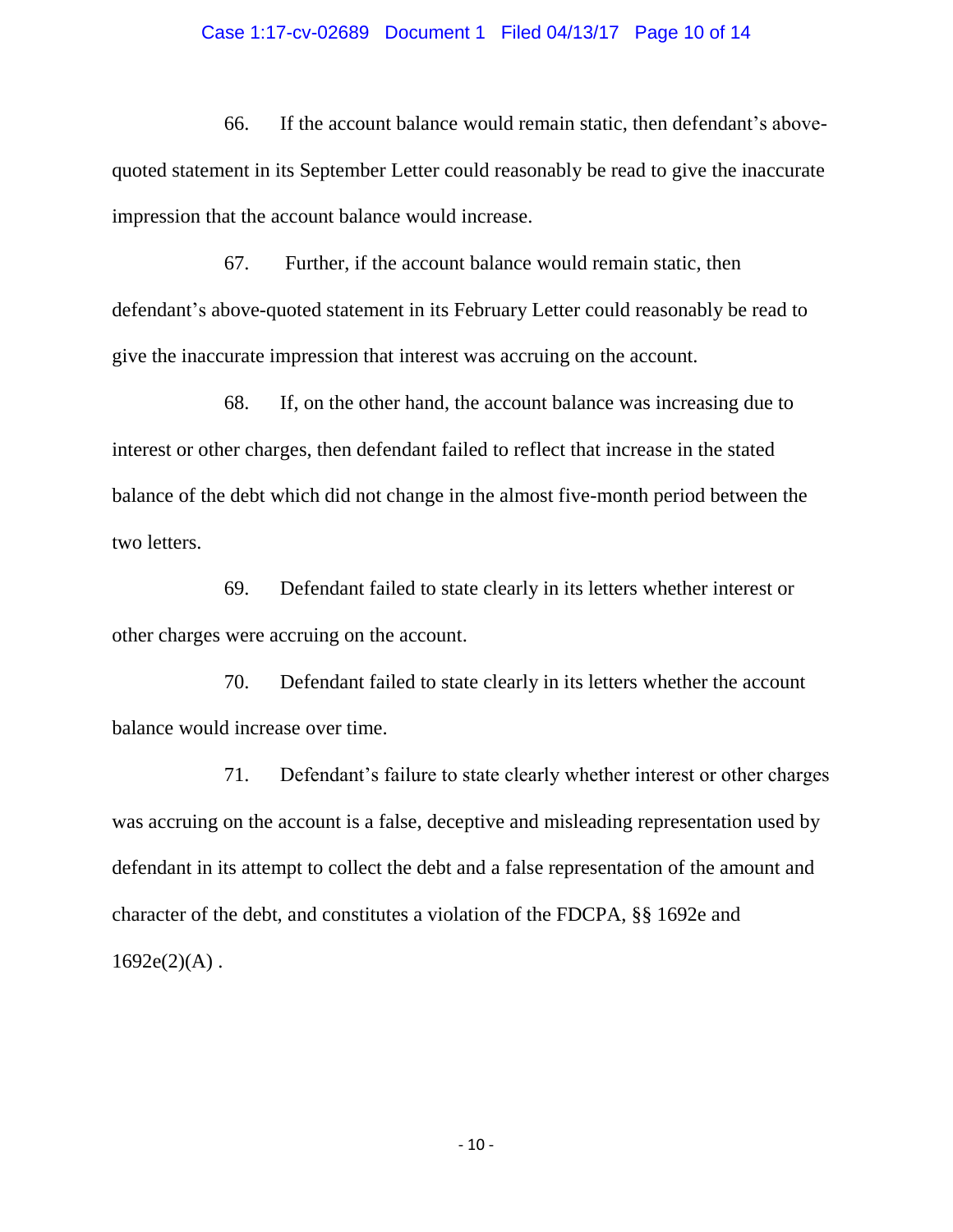66. If the account balance would remain static, then defendant's above-quoted statement in its September Letter could reasonably be read to give the inaccurate impression that the account balance would increase.

67. Further, if the account balance would remain static, then defendant's above-quoted statement in its February Letter could reasonably be read to give the inaccurate impression that interest was accruing on the account.

68. If, on the other hand, the account balance was increasing due to interest or other charges, then defendant failed to reflect that increase in the stated balance of the debt which did not change in the almost five-month period between the two letters.

69. Defendant failed to state clearly in its letters whether interest or other charges were accruing on the account.

70. Defendant failed to state clearly in its letters whether the account balance would increase over time.

71. Defendant's failure to state clearly whether interest or other charges was accruing on the account is a false, deceptive and misleading representation used by defendant in its attempt to collect the debt and a false representation of the amount and character of the debt, and constitutes a violation of the FDCPA, §§ 1692e and 1692e(2)(A) .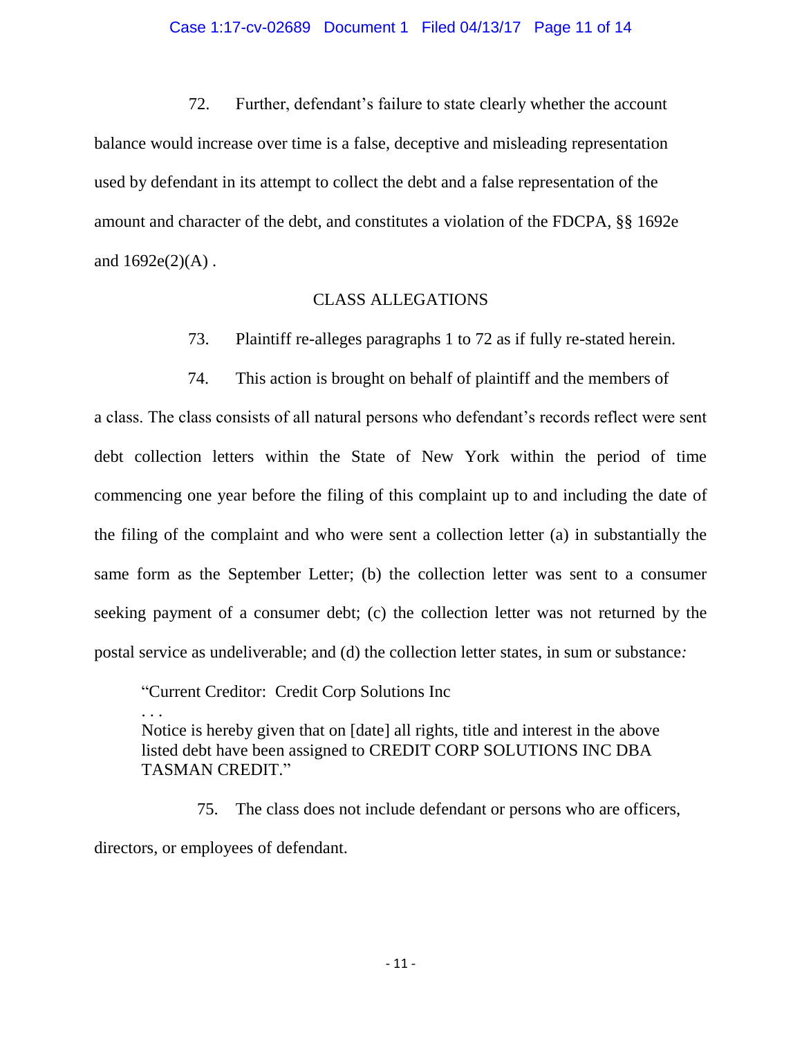72. Further, defendant's failure to state clearly whether the account balance would increase over time is a false, deceptive and misleading representation used by defendant in its attempt to collect the debt and a false representation of the amount and character of the debt, and constitutes a violation of the FDCPA, §§ 1692e and 1692e(2)(A) .

## CLASS ALLEGATIONS

73. Plaintiff re-alleges paragraphs 1 to 72 as if fully re-stated herein.

74. This action is brought on behalf of plaintiff and the members of a class. The class consists of all natural persons who defendant's records reflect were sent debt collection letters within the State of New York within the period of time commencing one year before the filing of this complaint up to and including the date of the filing of the complaint and who were sent a collection letter (a) in substantially the same form as the September Letter; (b) the collection letter was sent to a consumer seeking payment of a consumer debt; (c) the collection letter was not returned by the postal service as undeliverable; and (d) the collection letter states, in sum or substance*:*

> "Current Creditor: Credit Corp Solutions Inc
> . . .
> Notice is hereby given that on [date] all rights, title and interest in the above listed debt have been assigned to CREDIT CORP SOLUTIONS INC DBA TASMAN CREDIT."

75. The class does not include defendant or persons who are officers, directors, or employees of defendant.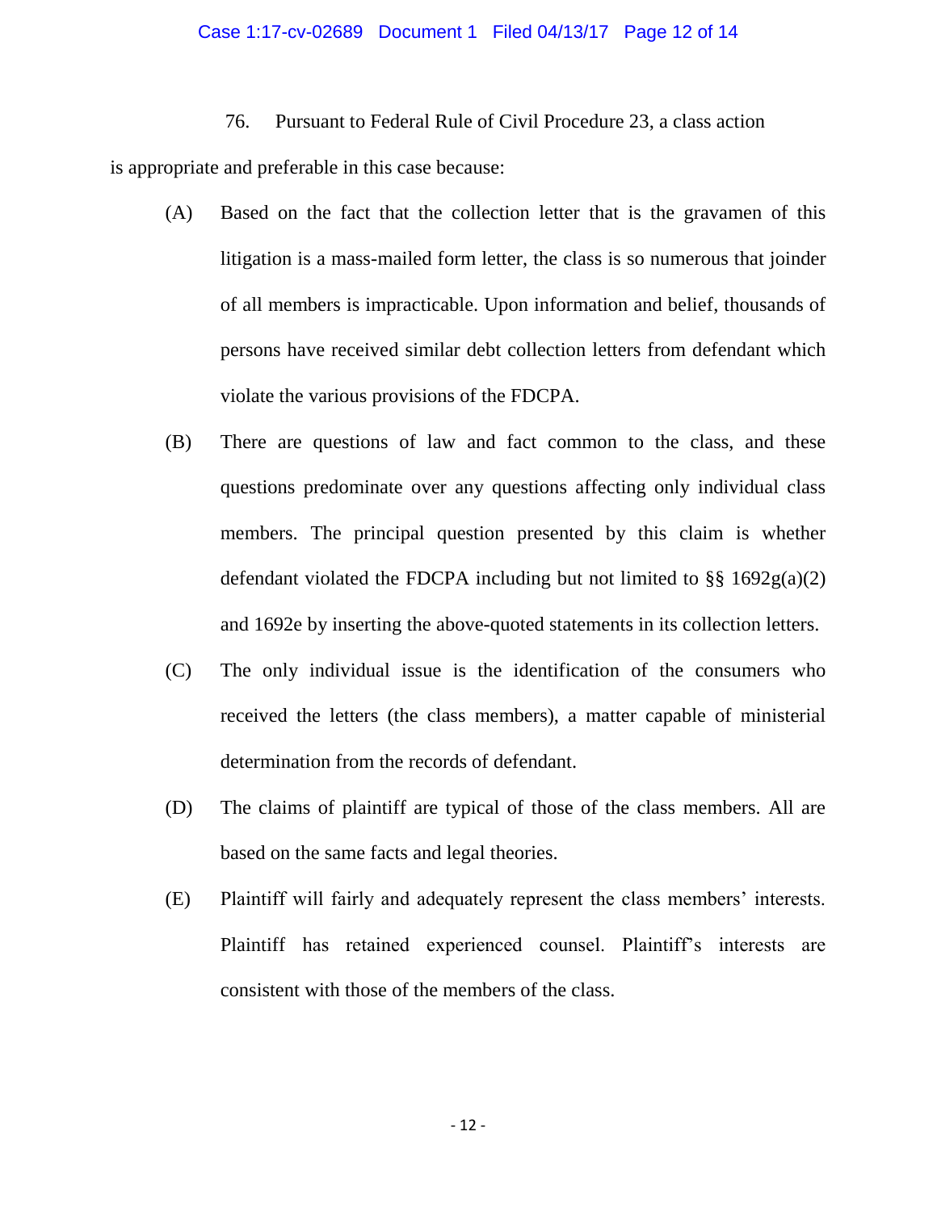76. Pursuant to Federal Rule of Civil Procedure 23, a class action is appropriate and preferable in this case because:

(A) Based on the fact that the collection letter that is the gravamen of this litigation is a mass-mailed form letter, the class is so numerous that joinder of all members is impracticable. Upon information and belief, thousands of persons have received similar debt collection letters from defendant which violate the various provisions of the FDCPA.

(B) There are questions of law and fact common to the class, and these questions predominate over any questions affecting only individual class members. The principal question presented by this claim is whether defendant violated the FDCPA including but not limited to §§ 1692g(a)(2) and 1692e by inserting the above-quoted statements in its collection letters.

(C) The only individual issue is the identification of the consumers who received the letters (the class members), a matter capable of ministerial determination from the records of defendant.

(D) The claims of plaintiff are typical of those of the class members. All are based on the same facts and legal theories.

(E) Plaintiff will fairly and adequately represent the class members' interests. Plaintiff has retained experienced counsel. Plaintiff's interests are consistent with those of the members of the class.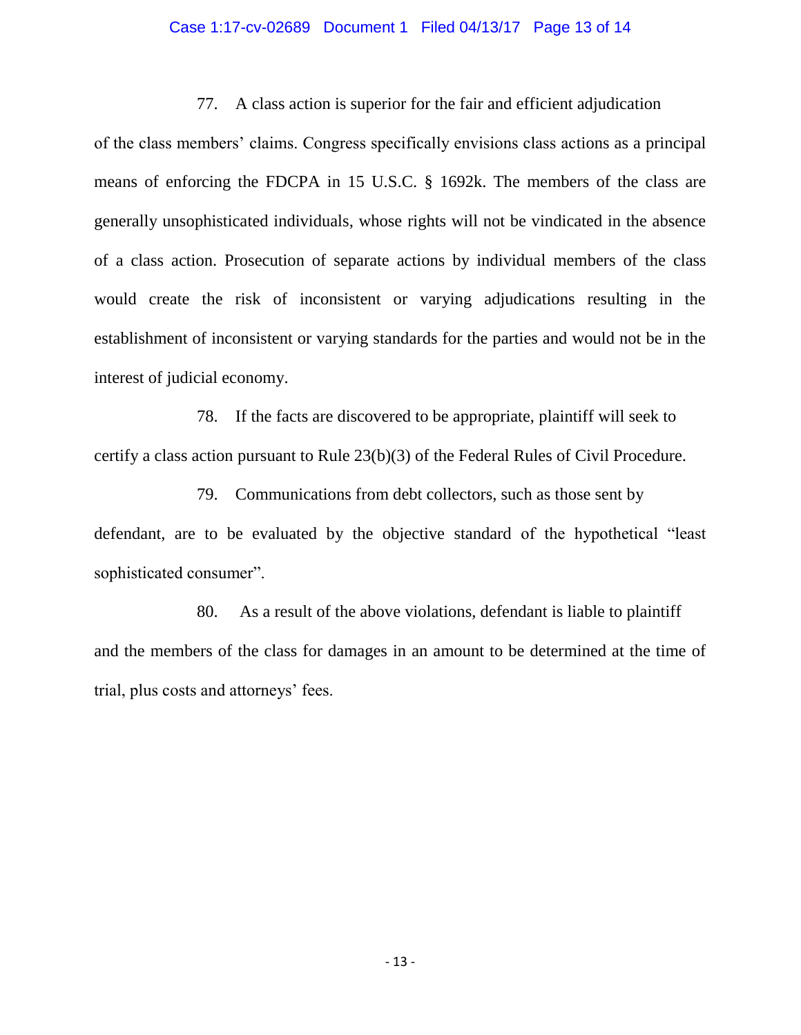77. A class action is superior for the fair and efficient adjudication of the class members' claims. Congress specifically envisions class actions as a principal means of enforcing the FDCPA in 15 U.S.C. § 1692k. The members of the class are generally unsophisticated individuals, whose rights will not be vindicated in the absence of a class action. Prosecution of separate actions by individual members of the class would create the risk of inconsistent or varying adjudications resulting in the establishment of inconsistent or varying standards for the parties and would not be in the interest of judicial economy.

78. If the facts are discovered to be appropriate, plaintiff will seek to certify a class action pursuant to Rule 23(b)(3) of the Federal Rules of Civil Procedure.

79. Communications from debt collectors, such as those sent by defendant, are to be evaluated by the objective standard of the hypothetical "least sophisticated consumer".

80. As a result of the above violations, defendant is liable to plaintiff and the members of the class for damages in an amount to be determined at the time of trial, plus costs and attorneys' fees.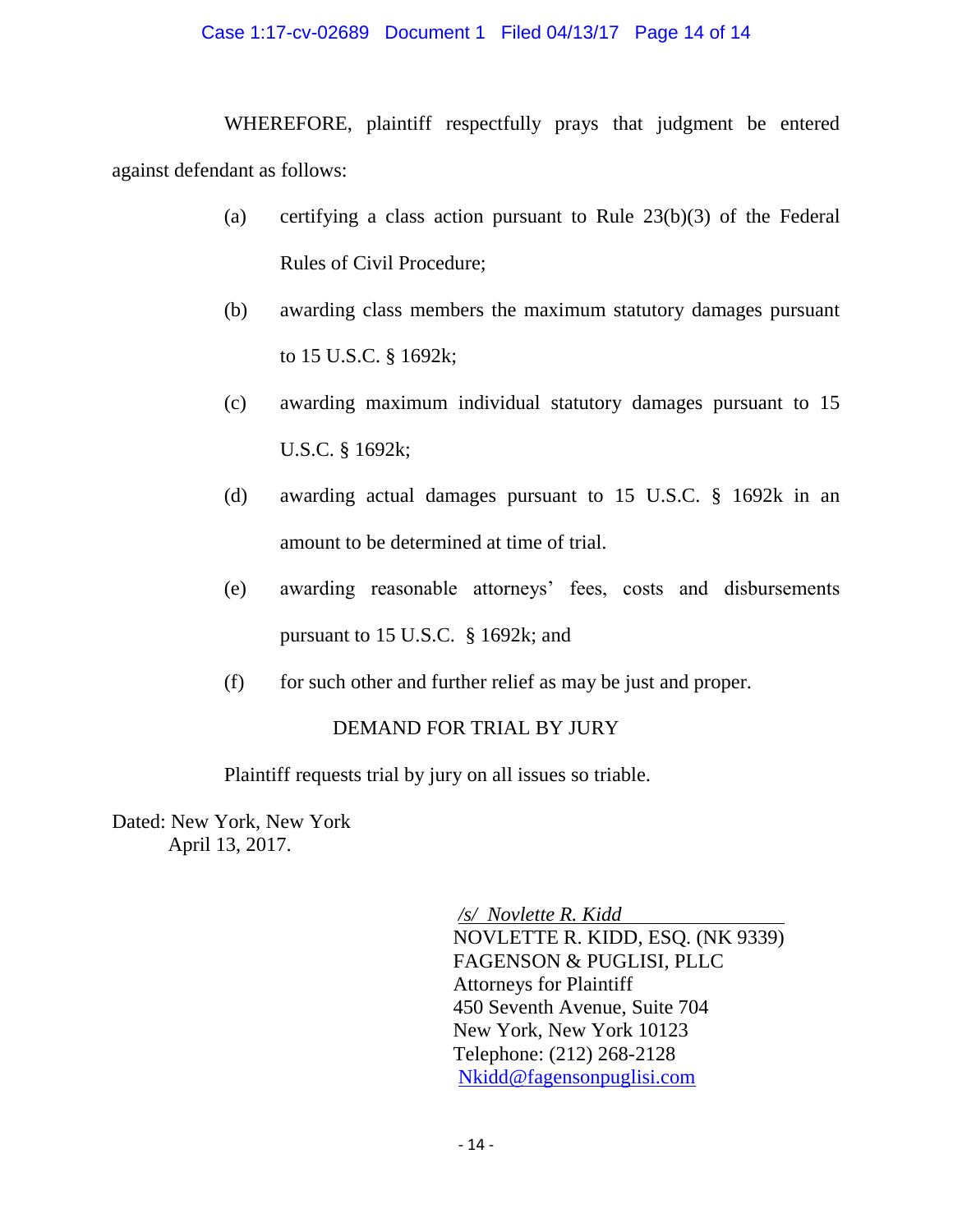WHEREFORE, plaintiff respectfully prays that judgment be entered against defendant as follows:

(a) certifying a class action pursuant to Rule 23(b)(3) of the Federal Rules of Civil Procedure;

(b) awarding class members the maximum statutory damages pursuant to 15 U.S.C. § 1692k;

(c) awarding maximum individual statutory damages pursuant to 15 U.S.C. § 1692k;

(d) awarding actual damages pursuant to 15 U.S.C. § 1692k in an amount to be determined at time of trial.

(e) awarding reasonable attorneys' fees, costs and disbursements pursuant to 15 U.S.C. § 1692k; and

(f) for such other and further relief as may be just and proper.

DEMAND FOR TRIAL BY JURY

Plaintiff requests trial by jury on all issues so triable.

Dated: New York, New York
April 13, 2017.

*/s/ Novlette R. Kidd*
NOVLETTE R. KIDD, ESQ. (NK 9339)
FAGENSON & PUGLISI, PLLC
Attorneys for Plaintiff
450 Seventh Avenue, Suite 704
New York, New York 10123
Telephone: (212) 268-2128
Nkidd@fagensonpuglisi.com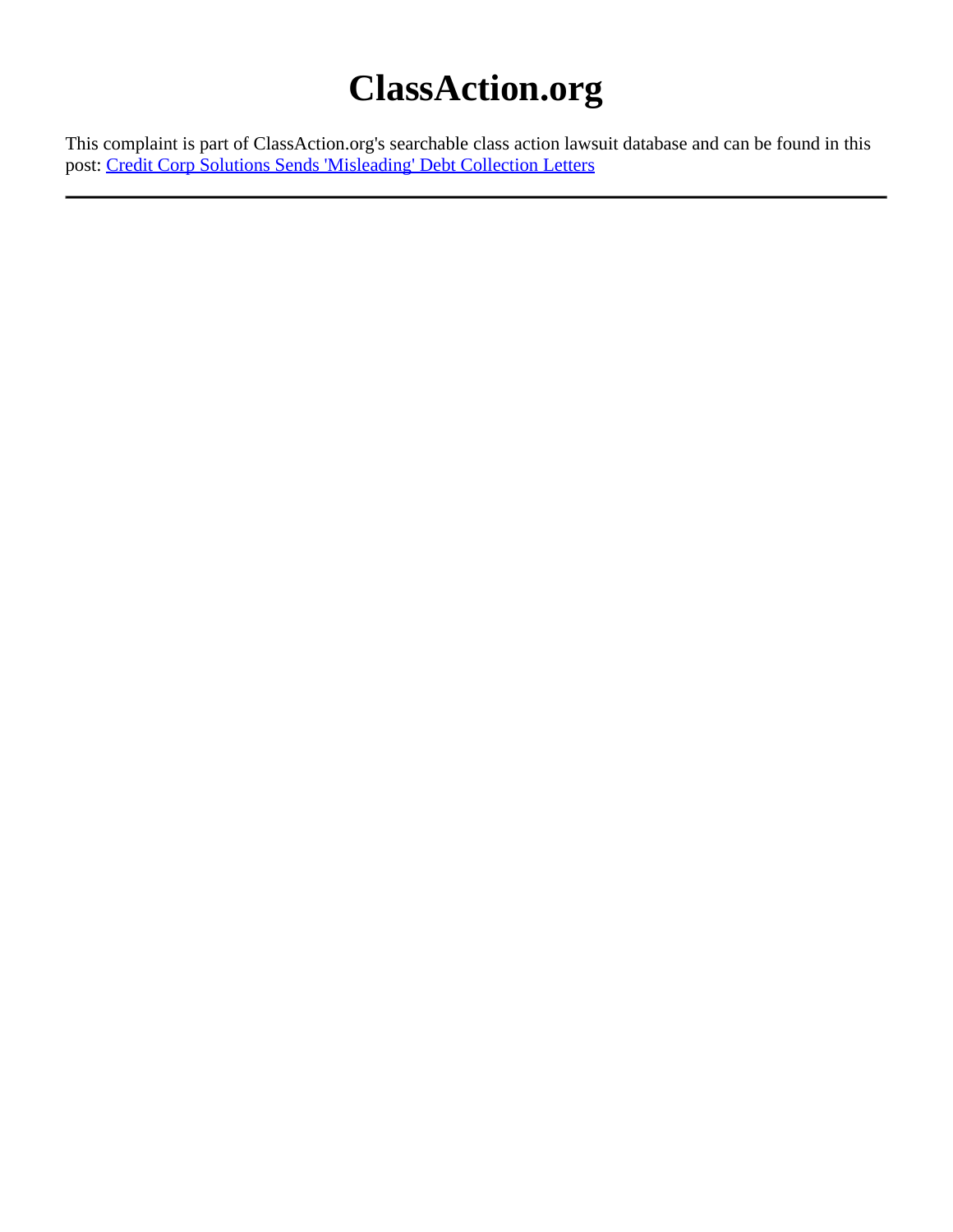# ClassAction.org

This complaint is part of ClassAction.org's searchable class action lawsuit database and can be found in this post: [Credit Corp Solutions Sends 'Misleading' Debt Collection Letters](https://www.classaction.org/news/credit-corp-solutions-sends-misleading-debt-collection-letters)

---